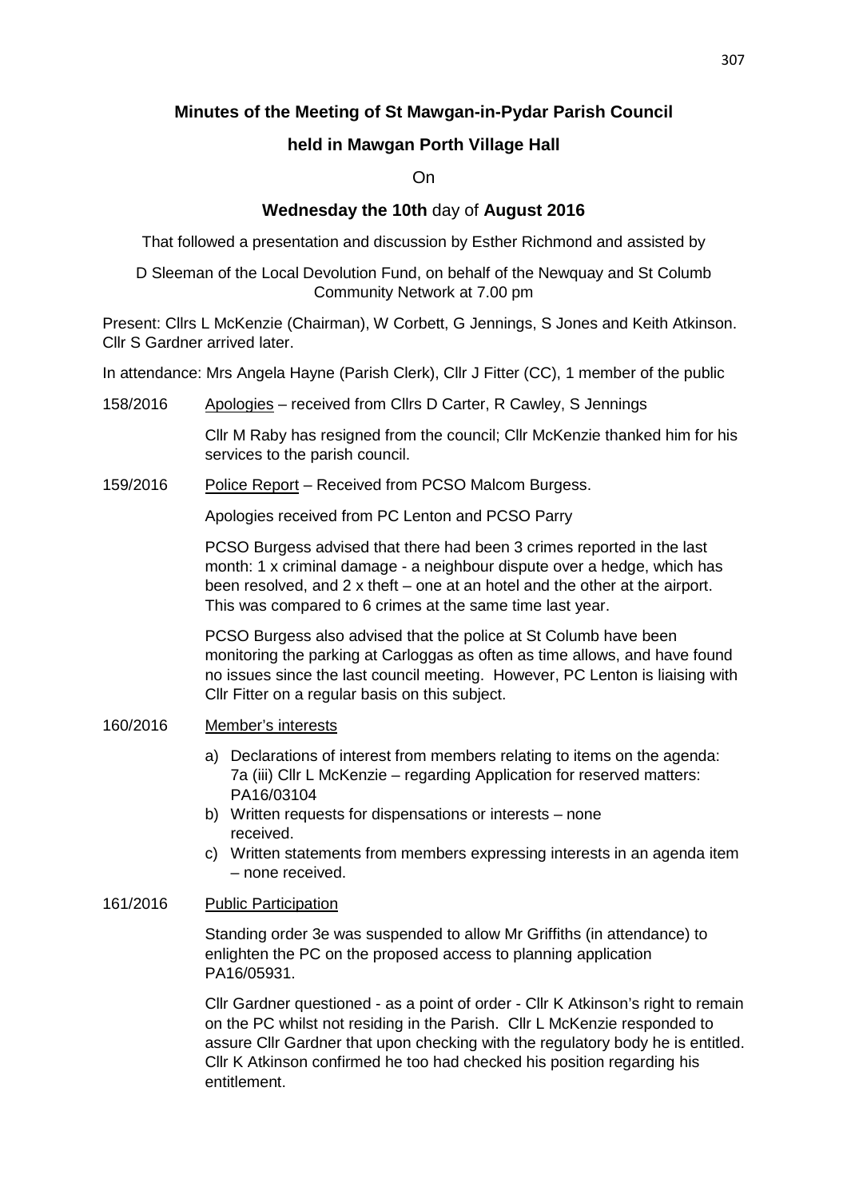# Minutes of the Meeting of St Mawgan-in-Pydar Parish Council

## held in Mawgan Porth Village Hall

On

**Wednesday the 10th** day of **August 2016**

That followed a presentation and discussion by Esther Richmond and assisted by

D Sleeman of the Local Devolution Fund, on behalf of the Newquay and St Columb Community Network at 7.00 pm

Present: Cllrs L McKenzie (Chairman), W Corbett, G Jennings, S Jones and Keith Atkinson. Cllr S Gardner arrived later.

In attendance: Mrs Angela Hayne (Parish Clerk), Cllr J Fitter (CC), 1 member of the public

**158/2016** Apologies – received from Cllrs D Carter, R Cawley, S Jennings

Cllr M Raby has resigned from the council; Cllr McKenzie thanked him for his services to the parish council.

**159/2016** Police Report – Received from PCSO Malcom Burgess.

Apologies received from PC Lenton and PCSO Parry

PCSO Burgess advised that there had been 3 crimes reported in the last month: 1 x criminal damage - a neighbour dispute over a hedge, which has been resolved, and 2 x theft – one at an hotel and the other at the airport. This was compared to 6 crimes at the same time last year.

PCSO Burgess also advised that the police at St Columb have been monitoring the parking at Carloggas as often as time allows, and have found no issues since the last council meeting. However, PC Lenton is liaising with Cllr Fitter on a regular basis on this subject.

**160/2016** Member's interests

a) Declarations of interest from members relating to items on the agenda: 7a (iii) Cllr L McKenzie – regarding Application for reserved matters: PA16/03104
b) Written requests for dispensations or interests – none received.
c) Written statements from members expressing interests in an agenda item – none received.

**161/2016** Public Participation

Standing order 3e was suspended to allow Mr Griffiths (in attendance) to enlighten the PC on the proposed access to planning application PA16/05931.

Cllr Gardner questioned - as a point of order - Cllr K Atkinson's right to remain on the PC whilst not residing in the Parish. Cllr L McKenzie responded to assure Cllr Gardner that upon checking with the regulatory body he is entitled. Cllr K Atkinson confirmed he too had checked his position regarding his entitlement.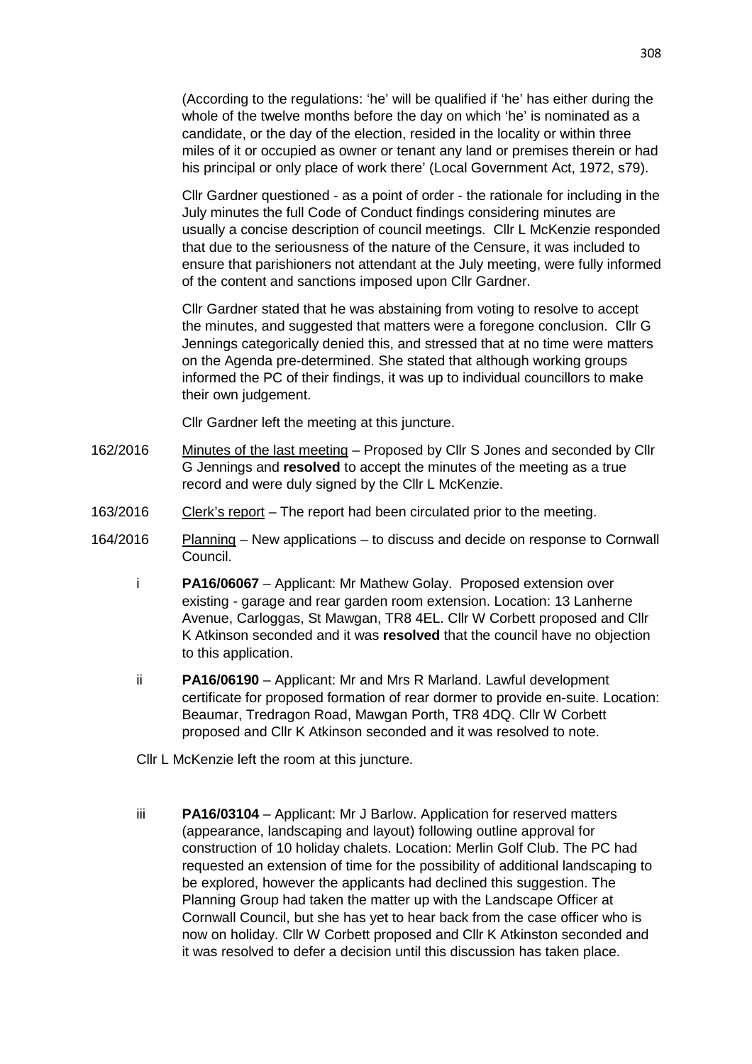(According to the regulations: 'he' will be qualified if 'he' has either during the whole of the twelve months before the day on which 'he' is nominated as a candidate, or the day of the election, resided in the locality or within three miles of it or occupied as owner or tenant any land or premises therein or had his principal or only place of work there' (Local Government Act, 1972, s79).

Cllr Gardner questioned - as a point of order - the rationale for including in the July minutes the full Code of Conduct findings considering minutes are usually a concise description of council meetings. Cllr L McKenzie responded that due to the seriousness of the nature of the Censure, it was included to ensure that parishioners not attendant at the July meeting, were fully informed of the content and sanctions imposed upon Cllr Gardner.

Cllr Gardner stated that he was abstaining from voting to resolve to accept the minutes, and suggested that matters were a foregone conclusion. Cllr G Jennings categorically denied this, and stressed that at no time were matters on the Agenda pre-determined. She stated that although working groups informed the PC of their findings, it was up to individual councillors to make their own judgement.

Cllr Gardner left the meeting at this juncture.

162/2016 Minutes of the last meeting – Proposed by Cllr S Jones and seconded by Cllr G Jennings and **resolved** to accept the minutes of the meeting as a true record and were duly signed by the Cllr L McKenzie.

163/2016 Clerk's report – The report had been circulated prior to the meeting.

164/2016 Planning – New applications – to discuss and decide on response to Cornwall Council.

i **PA16/06067** – Applicant: Mr Mathew Golay. Proposed extension over existing - garage and rear garden room extension. Location: 13 Lanherne Avenue, Carloggas, St Mawgan, TR8 4EL. Cllr W Corbett proposed and Cllr K Atkinson seconded and it was **resolved** that the council have no objection to this application.

ii **PA16/06190** – Applicant: Mr and Mrs R Marland. Lawful development certificate for proposed formation of rear dormer to provide en-suite. Location: Beaumar, Tredragon Road, Mawgan Porth, TR8 4DQ. Cllr W Corbett proposed and Cllr K Atkinson seconded and it was resolved to note.

Cllr L McKenzie left the room at this juncture.

iii **PA16/03104** – Applicant: Mr J Barlow. Application for reserved matters (appearance, landscaping and layout) following outline approval for construction of 10 holiday chalets. Location: Merlin Golf Club. The PC had requested an extension of time for the possibility of additional landscaping to be explored, however the applicants had declined this suggestion. The Planning Group had taken the matter up with the Landscape Officer at Cornwall Council, but she has yet to hear back from the case officer who is now on holiday. Cllr W Corbett proposed and Cllr K Atkinston seconded and it was resolved to defer a decision until this discussion has taken place.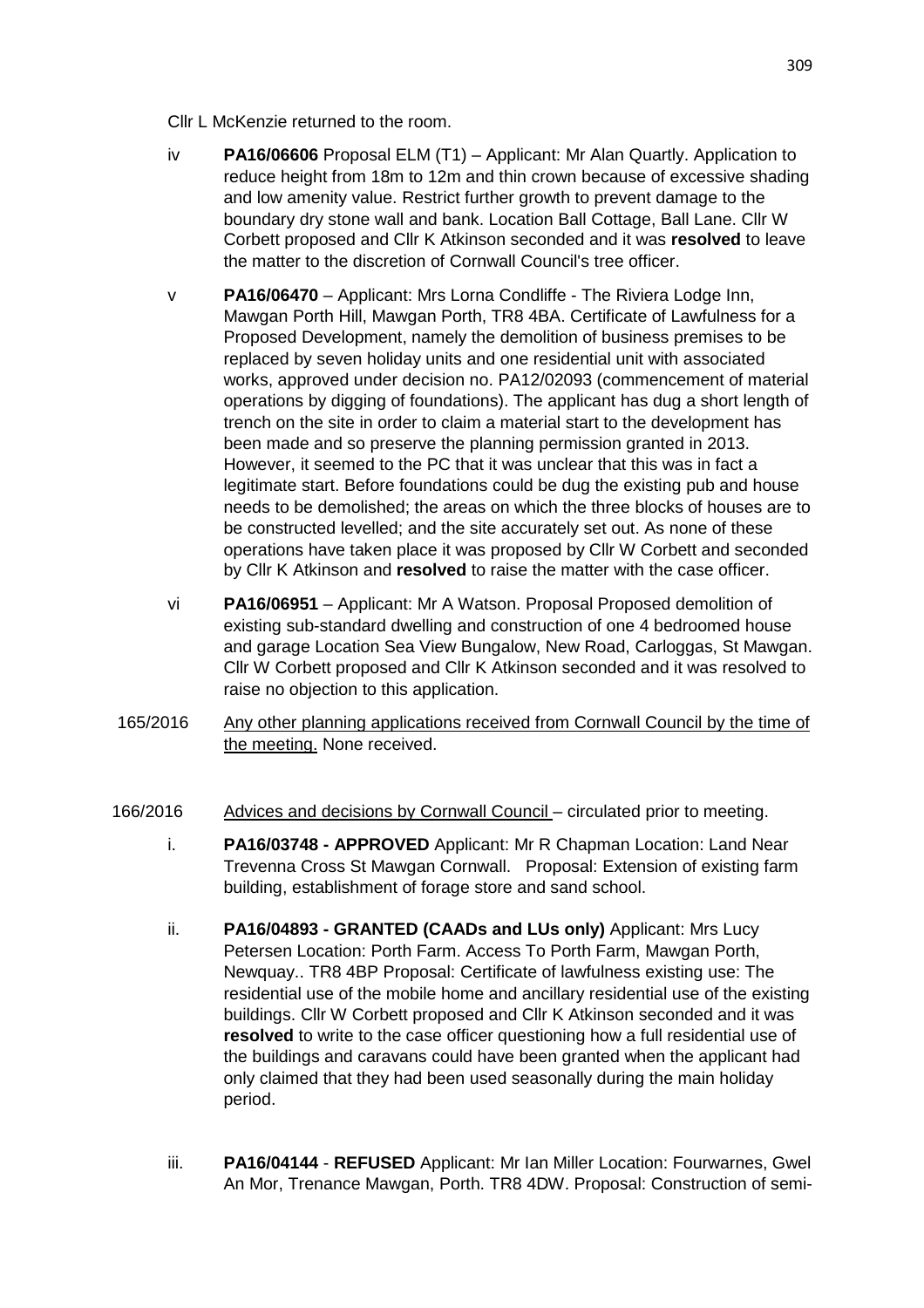Cllr L McKenzie returned to the room.

iv **PA16/06606** Proposal ELM (T1) – Applicant: Mr Alan Quartly. Application to reduce height from 18m to 12m and thin crown because of excessive shading and low amenity value. Restrict further growth to prevent damage to the boundary dry stone wall and bank. Location Ball Cottage, Ball Lane. Cllr W Corbett proposed and Cllr K Atkinson seconded and it was **resolved** to leave the matter to the discretion of Cornwall Council's tree officer.

v **PA16/06470** – Applicant: Mrs Lorna Condliffe - The Riviera Lodge Inn, Mawgan Porth Hill, Mawgan Porth, TR8 4BA. Certificate of Lawfulness for a Proposed Development, namely the demolition of business premises to be replaced by seven holiday units and one residential unit with associated works, approved under decision no. PA12/02093 (commencement of material operations by digging of foundations). The applicant has dug a short length of trench on the site in order to claim a material start to the development has been made and so preserve the planning permission granted in 2013. However, it seemed to the PC that it was unclear that this was in fact a legitimate start. Before foundations could be dug the existing pub and house needs to be demolished; the areas on which the three blocks of houses are to be constructed levelled; and the site accurately set out. As none of these operations have taken place it was proposed by Cllr W Corbett and seconded by Cllr K Atkinson and **resolved** to raise the matter with the case officer.

vi **PA16/06951** – Applicant: Mr A Watson. Proposal Proposed demolition of existing sub-standard dwelling and construction of one 4 bedroomed house and garage Location Sea View Bungalow, New Road, Carloggas, St Mawgan. Cllr W Corbett proposed and Cllr K Atkinson seconded and it was resolved to raise no objection to this application.

165/2016 Any other planning applications received from Cornwall Council by the time of the meeting. None received.

166/2016 Advices and decisions by Cornwall Council – circulated prior to meeting.

i. **PA16/03748 - APPROVED** Applicant: Mr R Chapman Location: Land Near Trevenna Cross St Mawgan Cornwall. Proposal: Extension of existing farm building, establishment of forage store and sand school.

ii. **PA16/04893 - GRANTED (CAADs and LUs only)** Applicant: Mrs Lucy Petersen Location: Porth Farm. Access To Porth Farm, Mawgan Porth, Newquay.. TR8 4BP Proposal: Certificate of lawfulness existing use: The residential use of the mobile home and ancillary residential use of the existing buildings. Cllr W Corbett proposed and Cllr K Atkinson seconded and it was **resolved** to write to the case officer questioning how a full residential use of the buildings and caravans could have been granted when the applicant had only claimed that they had been used seasonally during the main holiday period.

iii. **PA16/04144** - **REFUSED** Applicant: Mr Ian Miller Location: Fourwarnes, Gwel An Mor, Trenance Mawgan, Porth. TR8 4DW. Proposal: Construction of semi-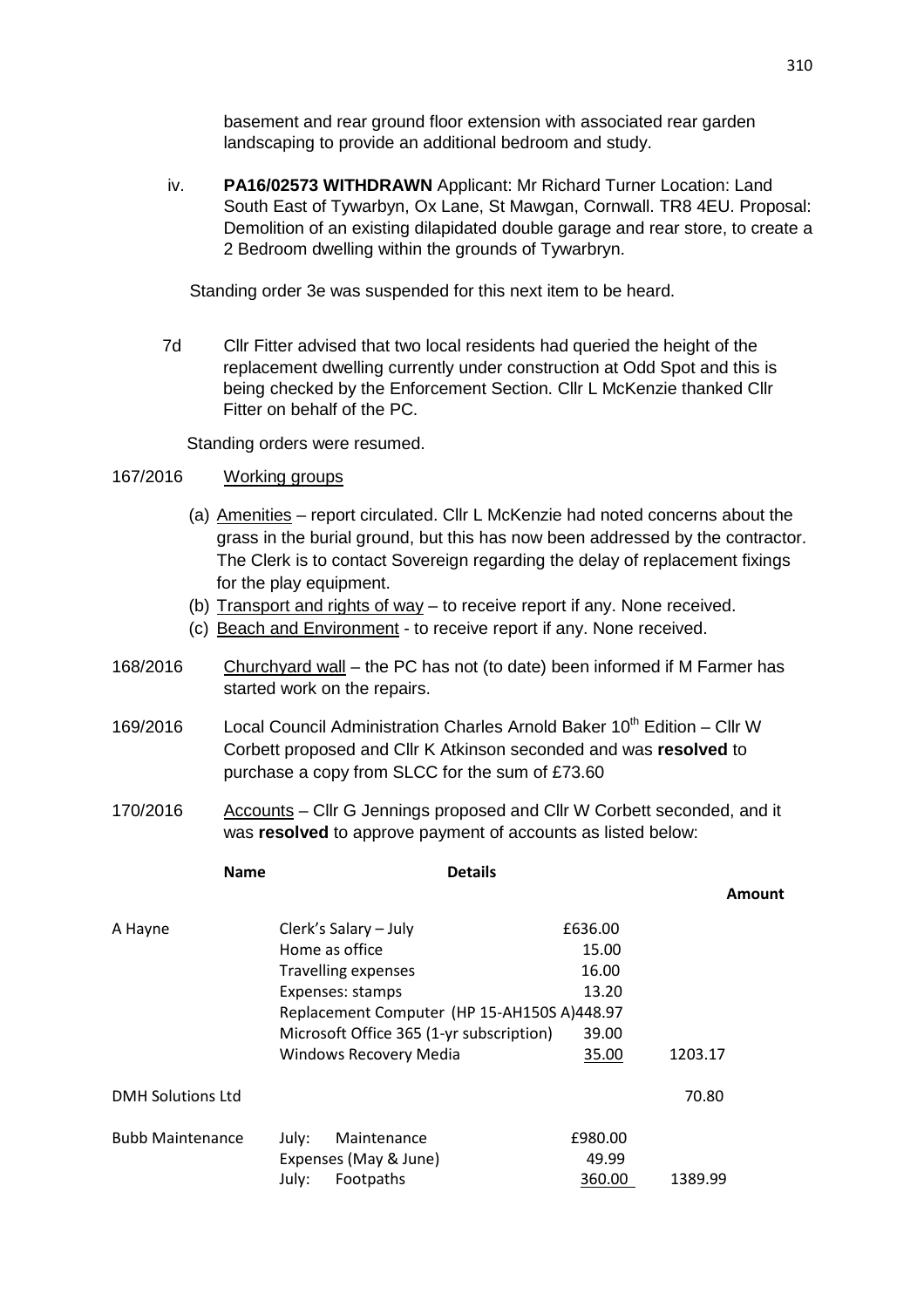basement and rear ground floor extension with associated rear garden landscaping to provide an additional bedroom and study.

iv. **PA16/02573 WITHDRAWN** Applicant: Mr Richard Turner Location: Land South East of Tywarbyn, Ox Lane, St Mawgan, Cornwall. TR8 4EU. Proposal: Demolition of an existing dilapidated double garage and rear store, to create a 2 Bedroom dwelling within the grounds of Tywarbryn.

Standing order 3e was suspended for this next item to be heard.

7d Cllr Fitter advised that two local residents had queried the height of the replacement dwelling currently under construction at Odd Spot and this is being checked by the Enforcement Section. Cllr L McKenzie thanked Cllr Fitter on behalf of the PC.

Standing orders were resumed.

167/2016 Working groups

(a) Amenities – report circulated. Cllr L McKenzie had noted concerns about the grass in the burial ground, but this has now been addressed by the contractor. The Clerk is to contact Sovereign regarding the delay of replacement fixings for the play equipment.

(b) Transport and rights of way – to receive report if any. None received.

(c) Beach and Environment - to receive report if any. None received.

168/2016 Churchyard wall – the PC has not (to date) been informed if M Farmer has started work on the repairs.

169/2016 Local Council Administration Charles Arnold Baker 10th Edition – Cllr W Corbett proposed and Cllr K Atkinson seconded and was **resolved** to purchase a copy from SLCC for the sum of £73.60

170/2016 Accounts – Cllr G Jennings proposed and Cllr W Corbett seconded, and it was **resolved** to approve payment of accounts as listed below:

| **Name** | **Details** | | **Amount** |
|---|---|---|---|
| A Hayne | Clerk's Salary – July | £636.00 | |
| | Home as office | 15.00 | |
| | Travelling expenses | 16.00 | |
| | Expenses: stamps | 13.20 | |
| | Replacement Computer (HP 15-AH150S A) | 448.97 | |
| | Microsoft Office 365 (1-yr subscription) | 39.00 | |
| | Windows Recovery Media | 35.00 | 1203.17 |
| DMH Solutions Ltd | | | 70.80 |
| Bubb Maintenance | July: Maintenance | £980.00 | |
| | Expenses (May & June) | 49.99 | |
| | July: Footpaths | 360.00 | 1389.99 |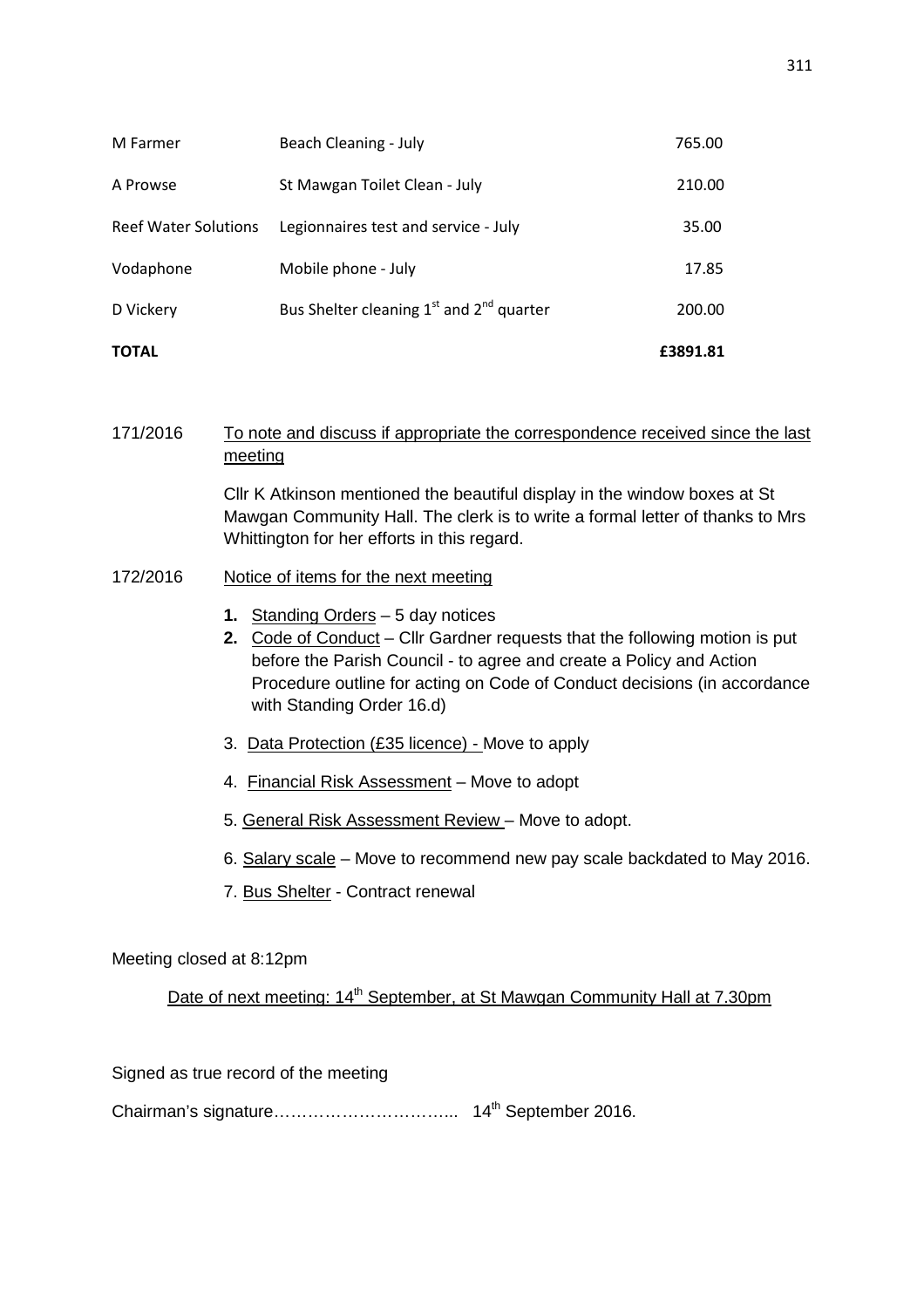| | | |
|---|---|---|
| M Farmer | Beach Cleaning - July | 765.00 |
| A Prowse | St Mawgan Toilet Clean - July | 210.00 |
| Reef Water Solutions | Legionnaires test and service - July | 35.00 |
| Vodaphone | Mobile phone - July | 17.85 |
| D Vickery | Bus Shelter cleaning 1st and 2nd quarter | 200.00 |
| **TOTAL** | | **£3891.81** |

171/2016 To note and discuss if appropriate the correspondence received since the last meeting

Cllr K Atkinson mentioned the beautiful display in the window boxes at St Mawgan Community Hall. The clerk is to write a formal letter of thanks to Mrs Whittington for her efforts in this regard.

172/2016 Notice of items for the next meeting

1. Standing Orders – 5 day notices
2. Code of Conduct – Cllr Gardner requests that the following motion is put before the Parish Council - to agree and create a Policy and Action Procedure outline for acting on Code of Conduct decisions (in accordance with Standing Order 16.d)
3. Data Protection (£35 licence) - Move to apply
4. Financial Risk Assessment – Move to adopt
5. General Risk Assessment Review – Move to adopt.
6. Salary scale – Move to recommend new pay scale backdated to May 2016.
7. Bus Shelter - Contract renewal

Meeting closed at 8:12pm

Date of next meeting: 14th September, at St Mawgan Community Hall at 7.30pm

Signed as true record of the meeting

Chairman's signature…………………………... 14th September 2016.